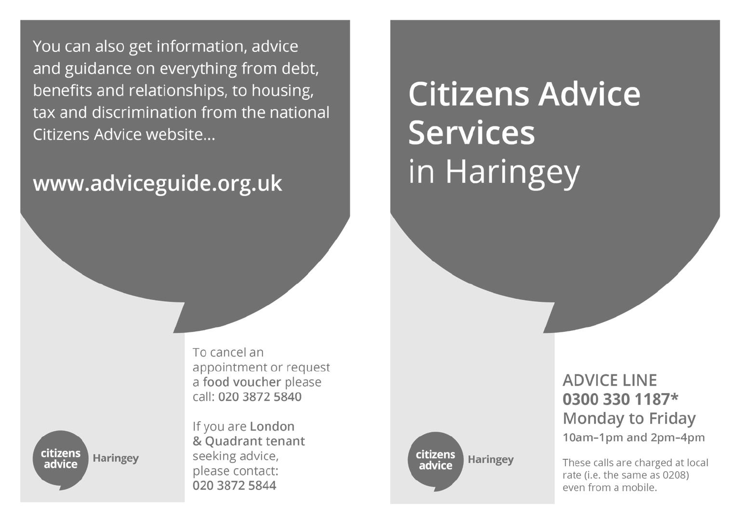You can also get information, advice and guidance on everything from debt, benefits and relationships, to housing, tax and discrimination from the national Citizens Advice website...

**www.adviceguide.org.uk**

To cancel an appointment or request a **food voucher** please call: **020 3872 5840**

If you are **London & Quadrant tenant** seeking advice, please contact: **020 3872 5844**

citizens advice Haringey

# Citizens Advice Services in Haringey

ADVICE LINE
**0300 330 1187***
Monday to Friday
10am–1pm and 2pm–4pm

These calls are charged at local rate (i.e. the same as 0208) even from a mobile.

citizens advice Haringey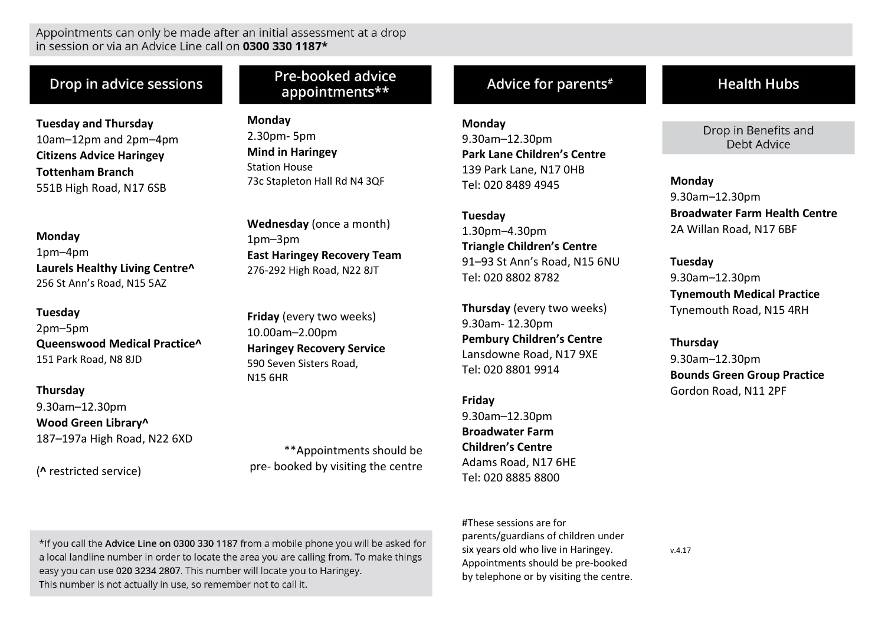Appointments can only be made after an initial assessment at a drop in session or via an Advice Line call on **0300 330 1187***

## Drop in advice sessions

**Tuesday and Thursday**
10am–12pm and 2pm–4pm
**Citizens Advice Haringey Tottenham Branch**
551B High Road, N17 6SB

**Monday**
1pm–4pm
**Laurels Healthy Living Centre^**
256 St Ann's Road, N15 5AZ

**Tuesday**
2pm–5pm
**Queenswood Medical Practice^**
151 Park Road, N8 8JD

**Thursday**
9.30am–12.30pm
**Wood Green Library^**
187–197a High Road, N22 6XD

(**^** restricted service)

## Pre-booked advice appointments**

**Monday**
2.30pm- 5pm
**Mind in Haringey**
Station House
73c Stapleton Hall Rd N4 3QF

**Wednesday** (once a month)
1pm–3pm
**East Haringey Recovery Team**
276-292 High Road, N22 8JT

**Friday** (every two weeks)
10.00am–2.00pm
**Haringey Recovery Service**
590 Seven Sisters Road,
N15 6HR

**Appointments should be pre- booked by visiting the centre

## Advice for parents#

**Monday**
9.30am–12.30pm
**Park Lane Children's Centre**
139 Park Lane, N17 0HB
Tel: 020 8489 4945

**Tuesday**
1.30pm–4.30pm
**Triangle Children's Centre**
91–93 St Ann's Road, N15 6NU
Tel: 020 8802 8782

**Thursday** (every two weeks)
9.30am- 12.30pm
**Pembury Children's Centre**
Lansdowne Road, N17 9XE
Tel: 020 8801 9914

**Friday**
9.30am–12.30pm
**Broadwater Farm Children's Centre**
Adams Road, N17 6HE
Tel: 020 8885 8800

#These sessions are for parents/guardians of children under six years old who live in Haringey. Appointments should be pre-booked by telephone or by visiting the centre.

## Health Hubs

Drop in Benefits and Debt Advice

**Monday**
9.30am–12.30pm
**Broadwater Farm Health Centre**
2A Willan Road, N17 6BF

**Tuesday**
9.30am–12.30pm
**Tynemouth Medical Practice**
Tynemouth Road, N15 4RH

**Thursday**
9.30am–12.30pm
**Bounds Green Group Practice**
Gordon Road, N11 2PF

*If you call the **Advice Line on 0300 330 1187** from a mobile phone you will be asked for a local landline number in order to locate the area you are calling from. To make things easy you can use **020 3234 2807**. This number will locate you to Haringey. This number is not actually in use, so remember not to call it.

v.4.17